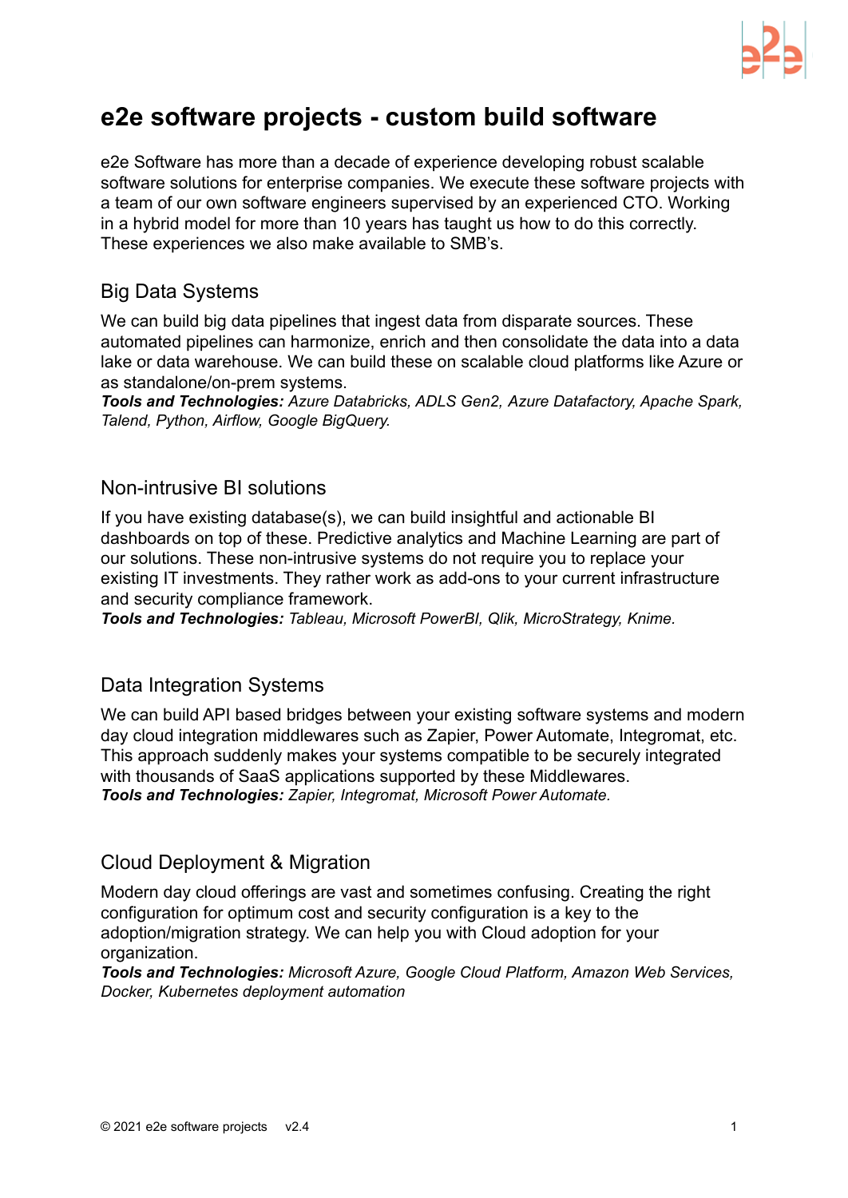# e2e software projects - custom build software

e2e Software has more than a decade of experience developing robust scalable software solutions for enterprise companies. We execute these software projects with a team of our own software engineers supervised by an experienced CTO. Working in a hybrid model for more than 10 years has taught us how to do this correctly. These experiences we also make available to SMB's.

## Big Data Systems

We can build big data pipelines that ingest data from disparate sources. These automated pipelines can harmonize, enrich and then consolidate the data into a data lake or data warehouse. We can build these on scalable cloud platforms like Azure or as standalone/on-prem systems.
***Tools and Technologies:*** *Azure Databricks, ADLS Gen2, Azure Datafactory, Apache Spark, Talend, Python, Airflow, Google BigQuery.*

## Non-intrusive BI solutions

If you have existing database(s), we can build insightful and actionable BI dashboards on top of these. Predictive analytics and Machine Learning are part of our solutions. These non-intrusive systems do not require you to replace your existing IT investments. They rather work as add-ons to your current infrastructure and security compliance framework.
***Tools and Technologies:*** *Tableau, Microsoft PowerBI, Qlik, MicroStrategy, Knime.*

## Data Integration Systems

We can build API based bridges between your existing software systems and modern day cloud integration middlewares such as Zapier, Power Automate, Integromat, etc. This approach suddenly makes your systems compatible to be securely integrated with thousands of SaaS applications supported by these Middlewares.
***Tools and Technologies:*** *Zapier, Integromat, Microsoft Power Automate.*

## Cloud Deployment & Migration

Modern day cloud offerings are vast and sometimes confusing. Creating the right configuration for optimum cost and security configuration is a key to the adoption/migration strategy. We can help you with Cloud adoption for your organization.
***Tools and Technologies:*** *Microsoft Azure, Google Cloud Platform, Amazon Web Services, Docker, Kubernetes deployment automation*

© 2021 e2e software projects v2.4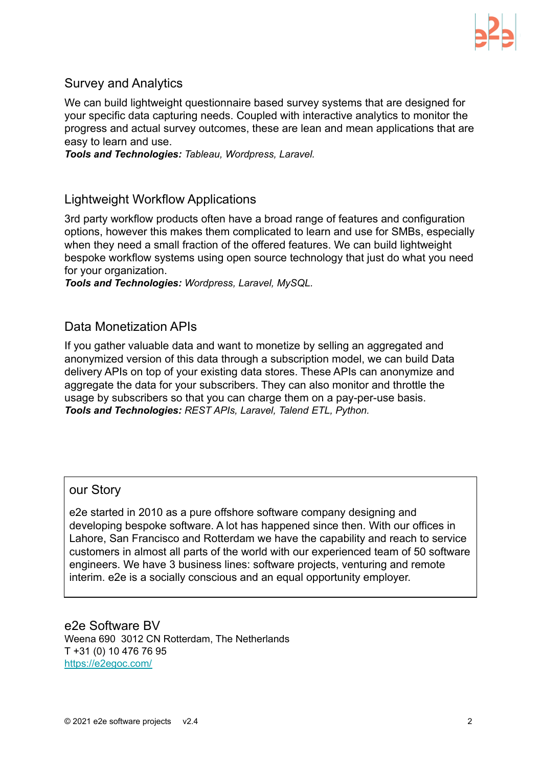## Survey and Analytics

We can build lightweight questionnaire based survey systems that are designed for your specific data capturing needs. Coupled with interactive analytics to monitor the progress and actual survey outcomes, these are lean and mean applications that are easy to learn and use.
***Tools and Technologies:*** *Tableau, Wordpress, Laravel.*

## Lightweight Workflow Applications

3rd party workflow products often have a broad range of features and configuration options, however this makes them complicated to learn and use for SMBs, especially when they need a small fraction of the offered features. We can build lightweight bespoke workflow systems using open source technology that just do what you need for your organization.
***Tools and Technologies:*** *Wordpress, Laravel, MySQL.*

## Data Monetization APIs

If you gather valuable data and want to monetize by selling an aggregated and anonymized version of this data through a subscription model, we can build Data delivery APIs on top of your existing data stores. These APIs can anonymize and aggregate the data for your subscribers. They can also monitor and throttle the usage by subscribers so that you can charge them on a pay-per-use basis.
***Tools and Technologies:*** *REST APIs, Laravel, Talend ETL, Python.*

## our Story

e2e started in 2010 as a pure offshore software company designing and developing bespoke software. A lot has happened since then. With our offices in Lahore, San Francisco and Rotterdam we have the capability and reach to service customers in almost all parts of the world with our experienced team of 50 software engineers. We have 3 business lines: software projects, venturing and remote interim. e2e is a socially conscious and an equal opportunity employer.

## e2e Software BV

Weena 690 3012 CN Rotterdam, The Netherlands
T +31 (0) 10 476 76 95
[https://e2egoc.com/](https://e2egoc.com/)